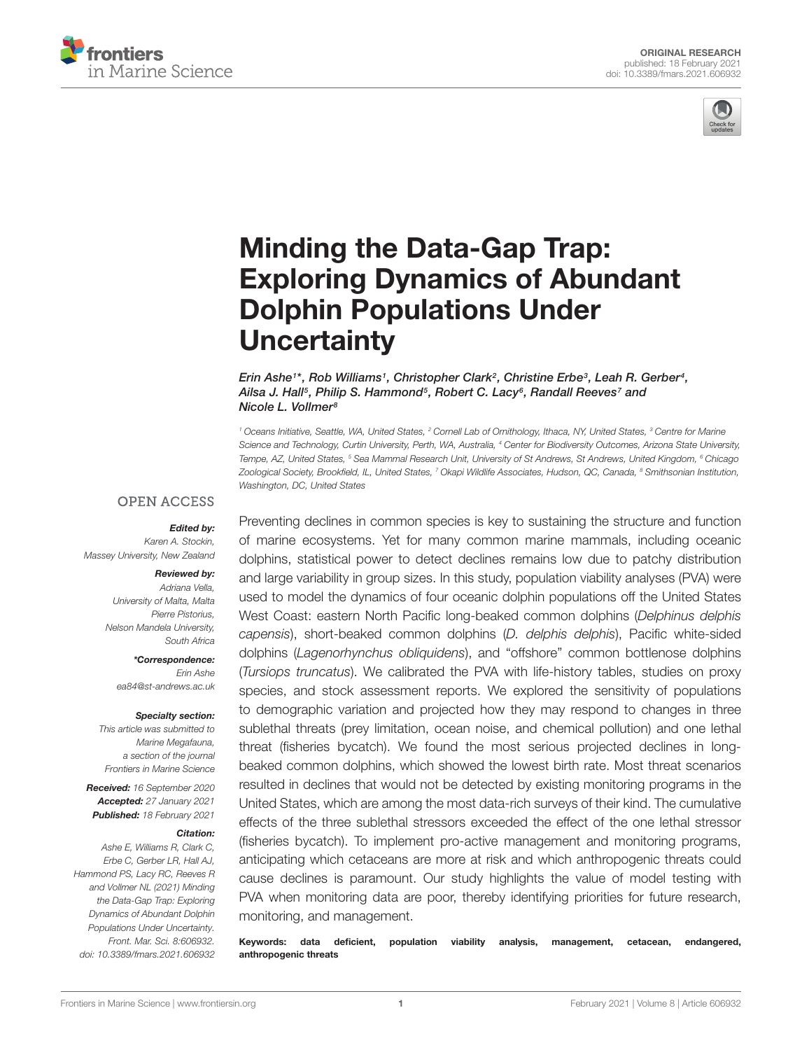ORIGINAL RESEARCH
published: 18 February 2021
doi: 10.3389/fmars.2021.606932

# Minding the Data-Gap Trap: Exploring Dynamics of Abundant Dolphin Populations Under Uncertainty

*Erin Ashe[1]*, Rob Williams[1], Christopher Clark[2], Christine Erbe[3], Leah R. Gerber[4], Ailsa J. Hall[5], Philip S. Hammond[5], Robert C. Lacy[6], Randall Reeves[7] and Nicole L. Vollmer[8]*

[1] Oceans Initiative, Seattle, WA, United States, [2] Cornell Lab of Ornithology, Ithaca, NY, United States, [3] Centre for Marine Science and Technology, Curtin University, Perth, WA, Australia, [4] Center for Biodiversity Outcomes, Arizona State University, Tempe, AZ, United States, [5] Sea Mammal Research Unit, University of St Andrews, St Andrews, United Kingdom, [6] Chicago Zoological Society, Brookfield, IL, United States, [7] Okapi Wildlife Associates, Hudson, QC, Canada, [8] Smithsonian Institution, Washington, DC, United States

OPEN ACCESS

***Edited by:***
Karen A. Stockin,
Massey University, New Zealand

***Reviewed by:***
Adriana Vella,
University of Malta, Malta
Pierre Pistorius,
Nelson Mandela University,
South Africa

***\*Correspondence:***
Erin Ashe
ea84@st-andrews.ac.uk

***Specialty section:***
This article was submitted to
Marine Megafauna,
a section of the journal
Frontiers in Marine Science

***Received:*** 16 September 2020
***Accepted:*** 27 January 2021
***Published:*** 18 February 2021

***Citation:***
Ashe E, Williams R, Clark C, Erbe C, Gerber LR, Hall AJ, Hammond PS, Lacy RC, Reeves R and Vollmer NL (2021) Minding the Data-Gap Trap: Exploring Dynamics of Abundant Dolphin Populations Under Uncertainty. Front. Mar. Sci. 8:606932. doi: 10.3389/fmars.2021.606932

Preventing declines in common species is key to sustaining the structure and function of marine ecosystems. Yet for many common marine mammals, including oceanic dolphins, statistical power to detect declines remains low due to patchy distribution and large variability in group sizes. In this study, population viability analyses (PVA) were used to model the dynamics of four oceanic dolphin populations off the United States West Coast: eastern North Pacific long-beaked common dolphins (*Delphinus delphis capensis*), short-beaked common dolphins (*D. delphis delphis*), Pacific white-sided dolphins (*Lagenorhynchus obliquidens*), and "offshore" common bottlenose dolphins (*Tursiops truncatus*). We calibrated the PVA with life-history tables, studies on proxy species, and stock assessment reports. We explored the sensitivity of populations to demographic variation and projected how they may respond to changes in three sublethal threats (prey limitation, ocean noise, and chemical pollution) and one lethal threat (fisheries bycatch). We found the most serious projected declines in long-beaked common dolphins, which showed the lowest birth rate. Most threat scenarios resulted in declines that would not be detected by existing monitoring programs in the United States, which are among the most data-rich surveys of their kind. The cumulative effects of the three sublethal stressors exceeded the effect of the one lethal stressor (fisheries bycatch). To implement pro-active management and monitoring programs, anticipating which cetaceans are more at risk and which anthropogenic threats could cause declines is paramount. Our study highlights the value of model testing with PVA when monitoring data are poor, thereby identifying priorities for future research, monitoring, and management.

**Keywords: data deficient, population viability analysis, management, cetacean, endangered, anthropogenic threats**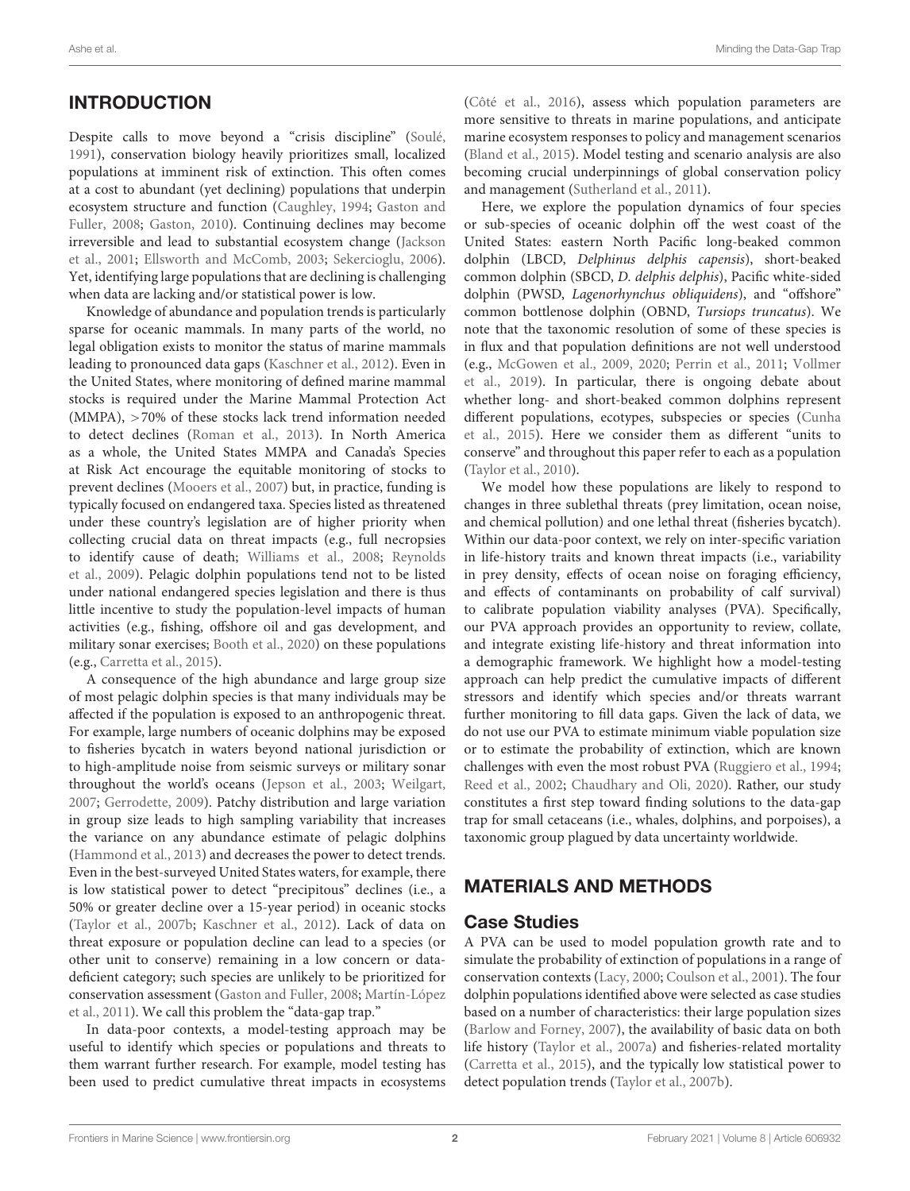## INTRODUCTION

Despite calls to move beyond a "crisis discipline" (Soulé, 1991), conservation biology heavily prioritizes small, localized populations at imminent risk of extinction. This often comes at a cost to abundant (yet declining) populations that underpin ecosystem structure and function (Caughley, 1994; Gaston and Fuller, 2008; Gaston, 2010). Continuing declines may become irreversible and lead to substantial ecosystem change (Jackson et al., 2001; Ellsworth and McComb, 2003; Sekercioglu, 2006). Yet, identifying large populations that are declining is challenging when data are lacking and/or statistical power is low.

Knowledge of abundance and population trends is particularly sparse for oceanic mammals. In many parts of the world, no legal obligation exists to monitor the status of marine mammals leading to pronounced data gaps (Kaschner et al., 2012). Even in the United States, where monitoring of defined marine mammal stocks is required under the Marine Mammal Protection Act (MMPA), >70% of these stocks lack trend information needed to detect declines (Roman et al., 2013). In North America as a whole, the United States MMPA and Canada's Species at Risk Act encourage the equitable monitoring of stocks to prevent declines (Mooers et al., 2007) but, in practice, funding is typically focused on endangered taxa. Species listed as threatened under these country's legislation are of higher priority when collecting crucial data on threat impacts (e.g., full necropsies to identify cause of death; Williams et al., 2008; Reynolds et al., 2009). Pelagic dolphin populations tend not to be listed under national endangered species legislation and there is thus little incentive to study the population-level impacts of human activities (e.g., fishing, offshore oil and gas development, and military sonar exercises; Booth et al., 2020) on these populations (e.g., Carretta et al., 2015).

A consequence of the high abundance and large group size of most pelagic dolphin species is that many individuals may be affected if the population is exposed to an anthropogenic threat. For example, large numbers of oceanic dolphins may be exposed to fisheries bycatch in waters beyond national jurisdiction or to high-amplitude noise from seismic surveys or military sonar throughout the world's oceans (Jepson et al., 2003; Weilgart, 2007; Gerrodette, 2009). Patchy distribution and large variation in group size leads to high sampling variability that increases the variance on any abundance estimate of pelagic dolphins (Hammond et al., 2013) and decreases the power to detect trends. Even in the best-surveyed United States waters, for example, there is low statistical power to detect "precipitous" declines (i.e., a 50% or greater decline over a 15-year period) in oceanic stocks (Taylor et al., 2007b; Kaschner et al., 2012). Lack of data on threat exposure or population decline can lead to a species (or other unit to conserve) remaining in a low concern or data-deficient category; such species are unlikely to be prioritized for conservation assessment (Gaston and Fuller, 2008; Martín-López et al., 2011). We call this problem the "data-gap trap."

In data-poor contexts, a model-testing approach may be useful to identify which species or populations and threats to them warrant further research. For example, model testing has been used to predict cumulative threat impacts in ecosystems (Côté et al., 2016), assess which population parameters are more sensitive to threats in marine populations, and anticipate marine ecosystem responses to policy and management scenarios (Bland et al., 2015). Model testing and scenario analysis are also becoming crucial underpinnings of global conservation policy and management (Sutherland et al., 2011).

Here, we explore the population dynamics of four species or sub-species of oceanic dolphin off the west coast of the United States: eastern North Pacific long-beaked common dolphin (LBCD, *Delphinus delphis capensis*), short-beaked common dolphin (SBCD, *D. delphis delphis*), Pacific white-sided dolphin (PWSD, *Lagenorhynchus obliquidens*), and "offshore" common bottlenose dolphin (OBND, *Tursiops truncatus*). We note that the taxonomic resolution of some of these species is in flux and that population definitions are not well understood (e.g., McGowen et al., 2009, 2020; Perrin et al., 2011; Vollmer et al., 2019). In particular, there is ongoing debate about whether long- and short-beaked common dolphins represent different populations, ecotypes, subspecies or species (Cunha et al., 2015). Here we consider them as different "units to conserve" and throughout this paper refer to each as a population (Taylor et al., 2010).

We model how these populations are likely to respond to changes in three sublethal threats (prey limitation, ocean noise, and chemical pollution) and one lethal threat (fisheries bycatch). Within our data-poor context, we rely on inter-specific variation in life-history traits and known threat impacts (i.e., variability in prey density, effects of ocean noise on foraging efficiency, and effects of contaminants on probability of calf survival) to calibrate population viability analyses (PVA). Specifically, our PVA approach provides an opportunity to review, collate, and integrate existing life-history and threat information into a demographic framework. We highlight how a model-testing approach can help predict the cumulative impacts of different stressors and identify which species and/or threats warrant further monitoring to fill data gaps. Given the lack of data, we do not use our PVA to estimate minimum viable population size or to estimate the probability of extinction, which are known challenges with even the most robust PVA (Ruggiero et al., 1994; Reed et al., 2002; Chaudhary and Oli, 2020). Rather, our study constitutes a first step toward finding solutions to the data-gap trap for small cetaceans (i.e., whales, dolphins, and porpoises), a taxonomic group plagued by data uncertainty worldwide.

## MATERIALS AND METHODS

### Case Studies

A PVA can be used to model population growth rate and to simulate the probability of extinction of populations in a range of conservation contexts (Lacy, 2000; Coulson et al., 2001). The four dolphin populations identified above were selected as case studies based on a number of characteristics: their large population sizes (Barlow and Forney, 2007), the availability of basic data on both life history (Taylor et al., 2007a) and fisheries-related mortality (Carretta et al., 2015), and the typically low statistical power to detect population trends (Taylor et al., 2007b).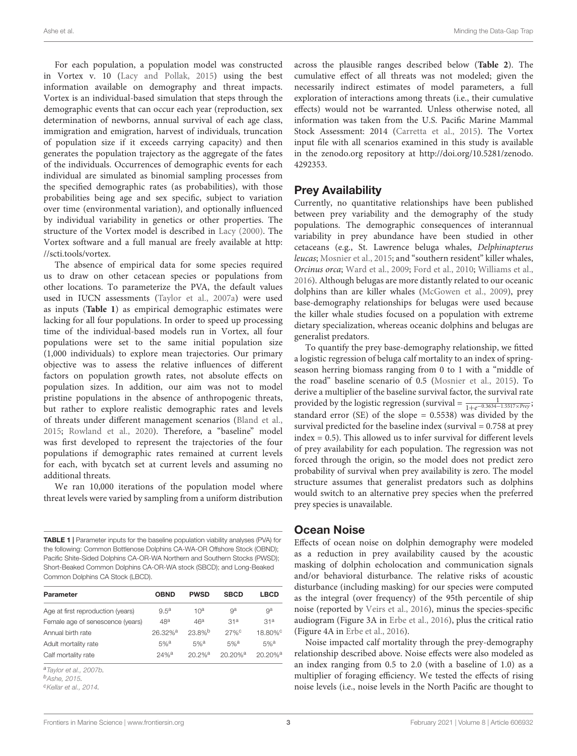For each population, a population model was constructed in Vortex v. 10 (Lacy and Pollak, 2015) using the best information available on demography and threat impacts. Vortex is an individual-based simulation that steps through the demographic events that can occur each year (reproduction, sex determination of newborns, annual survival of each age class, immigration and emigration, harvest of individuals, truncation of population size if it exceeds carrying capacity) and then generates the population trajectory as the aggregate of the fates of the individuals. Occurrences of demographic events for each individual are simulated as binomial sampling processes from the specified demographic rates (as probabilities), with those probabilities being age and sex specific, subject to variation over time (environmental variation), and optionally influenced by individual variability in genetics or other properties. The structure of the Vortex model is described in Lacy (2000). The Vortex software and a full manual are freely available at http://scti.tools/vortex.

The absence of empirical data for some species required us to draw on other cetacean species or populations from other locations. To parameterize the PVA, the default values used in IUCN assessments (Taylor et al., 2007a) were used as inputs (**Table 1**) as empirical demographic estimates were lacking for all four populations. In order to speed up processing time of the individual-based models run in Vortex, all four populations were set to the same initial population size (1,000 individuals) to explore mean trajectories. Our primary objective was to assess the relative influences of different factors on population growth rates, not absolute effects on population sizes. In addition, our aim was not to model pristine populations in the absence of anthropogenic threats, but rather to explore realistic demographic rates and levels of threats under different management scenarios (Bland et al., 2015; Rowland et al., 2020). Therefore, a "baseline" model was first developed to represent the trajectories of the four populations if demographic rates remained at current levels for each, with bycatch set at current levels and assuming no additional threats.

We ran 10,000 iterations of the population model where threat levels were varied by sampling from a uniform distribution across the plausible ranges described below (**Table 2**). The cumulative effect of all threats was not modeled; given the necessarily indirect estimates of model parameters, a full exploration of interactions among threats (i.e., their cumulative effects) would not be warranted. Unless otherwise noted, all information was taken from the U.S. Pacific Marine Mammal Stock Assessment: 2014 (Carretta et al., 2015). The Vortex input file with all scenarios examined in this study is available in the zenodo.org repository at http://doi.org/10.5281/zenodo.4292353.

**TABLE 1 |** Parameter inputs for the baseline population viability analyses (PVA) for the following: Common Bottlenose Dolphins CA-WA-OR Offshore Stock (OBND); Pacific Shite-Sided Dolphins CA-OR-WA Northern and Southern Stocks (PWSD); Short-Beaked Common Dolphins CA-OR-WA stock (SBCD); and Long-Beaked Common Dolphins CA Stock (LBCD).

| Parameter | OBND | PWSD | SBCD | LBCD |
|---|---|---|---|---|
| Age at first reproduction (years) | 9.5[a] | 10[a] | 9[a] | 9[a] |
| Female age of senescence (years) | 48[a] | 46[a] | 31[a] | 31[a] |
| Annual birth rate | 26.32%[a] | 23.8%[b] | 27%[c] | 18.80%[c] |
| Adult mortality rate | 5%[a] | 5%[a] | 5%[a] | 5%[a] |
| Calf mortality rate | 24%[a] | 20.2%[a] | 20.20%[a] | 20.20%[a] |

[a]Taylor et al., 2007b.
[b]Ashe, 2015.
[c]Kellar et al., 2014.

## Prey Availability

Currently, no quantitative relationships have been published between prey variability and the demography of the study populations. The demographic consequences of interannual variability in prey abundance have been studied in other cetaceans (e.g., St. Lawrence beluga whales, *Delphinapterus leucas*; Mosnier et al., 2015; and "southern resident" killer whales, *Orcinus orca*; Ward et al., 2009; Ford et al., 2010; Williams et al., 2016). Although belugas are more distantly related to our oceanic dolphins than are killer whales (McGowen et al., 2009), prey base-demography relationships for belugas were used because the killer whale studies focused on a population with extreme dietary specialization, whereas oceanic dolphins and belugas are generalist predators.

To quantify the prey base-demography relationship, we fitted a logistic regression of beluga calf mortality to an index of spring-season herring biomass ranging from 0 to 1 with a "middle of the road" baseline scenario of 0.5 (Mosnier et al., 2015). To derive a multiplier of the baseline survival factor, the survival rate provided by the logistic regression (survival = $\frac{1}{1+e^{-0.3634-1.5517\times Prey}}$; standard error (SE) of the slope = 0.5538) was divided by the survival predicted for the baseline index (survival = 0.758 at prey index = 0.5). This allowed us to infer survival for different levels of prey availability for each population. The regression was not forced through the origin, so the model does not predict zero probability of survival when prey availability is zero. The model structure assumes that generalist predators such as dolphins would switch to an alternative prey species when the preferred prey species is unavailable.

## Ocean Noise

Effects of ocean noise on dolphin demography were modeled as a reduction in prey availability caused by the acoustic masking of dolphin echolocation and communication signals and/or behavioral disturbance. The relative risks of acoustic disturbance (including masking) for our species were computed as the integral (over frequency) of the 95th percentile of ship noise (reported by Veirs et al., 2016), minus the species-specific audiogram (Figure 3A in Erbe et al., 2016), plus the critical ratio (Figure 4A in Erbe et al., 2016).

Noise impacted calf mortality through the prey-demography relationship described above. Noise effects were also modeled as an index ranging from 0.5 to 2.0 (with a baseline of 1.0) as a multiplier of foraging efficiency. We tested the effects of rising noise levels (i.e., noise levels in the North Pacific are thought to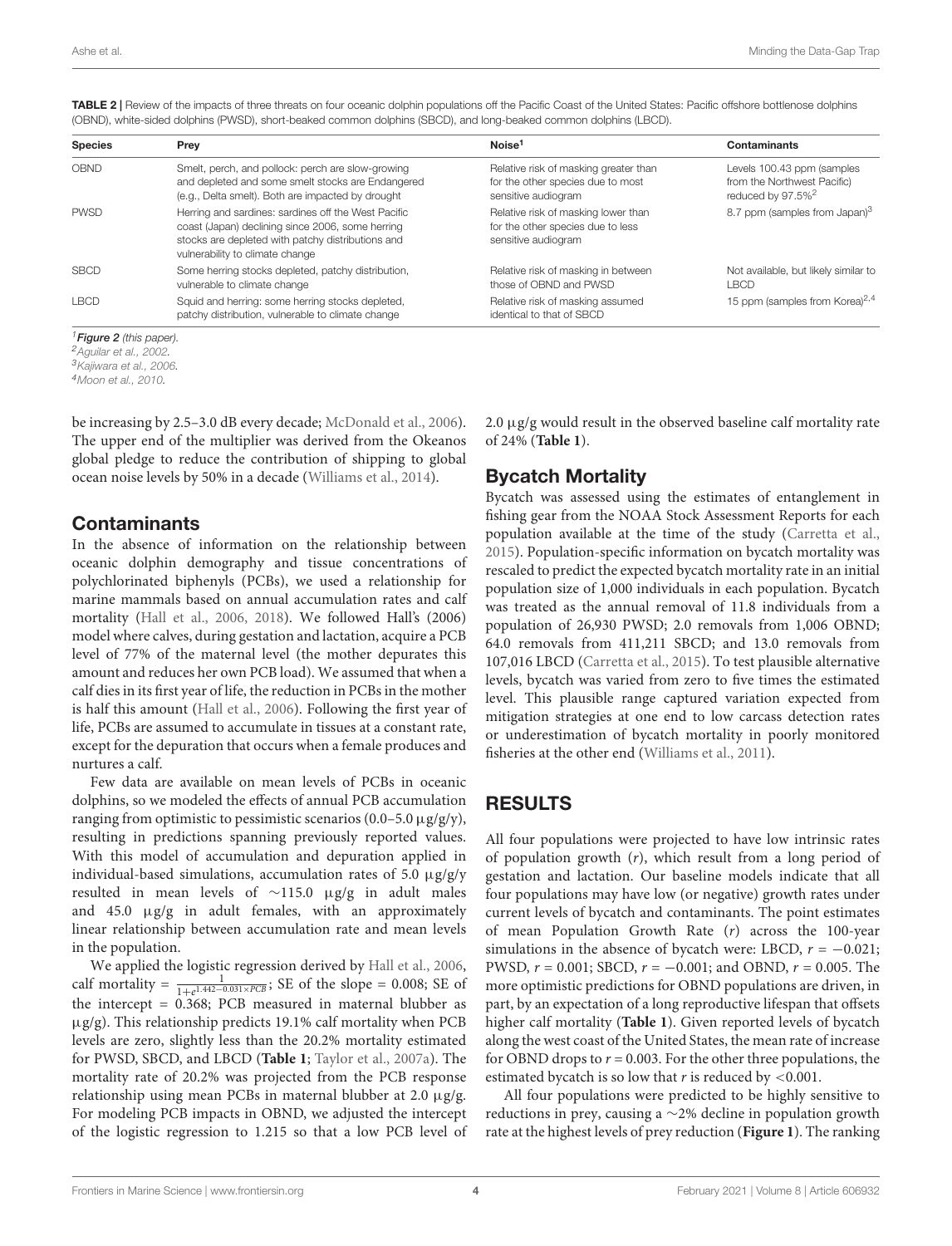**TABLE 2 |** Review of the impacts of three threats on four oceanic dolphin populations off the Pacific Coast of the United States: Pacific offshore bottlenose dolphins (OBND), white-sided dolphins (PWSD), short-beaked common dolphins (SBCD), and long-beaked common dolphins (LBCD).

| Species | Prey | Noise[1] | Contaminants |
|---|---|---|---|
| OBND | Smelt, perch, and pollock: perch are slow-growing and depleted and some smelt stocks are Endangered (e.g., Delta smelt). Both are impacted by drought | Relative risk of masking greater than for the other species due to most sensitive audiogram | Levels 100.43 ppm (samples from the Northwest Pacific) reduced by 97.5%[2] |
| PWSD | Herring and sardines: sardines off the West Pacific coast (Japan) declining since 2006, some herring stocks are depleted with patchy distributions and vulnerability to climate change | Relative risk of masking lower than for the other species due to less sensitive audiogram | 8.7 ppm (samples from Japan)[3] |
| SBCD | Some herring stocks depleted, patchy distribution, vulnerable to climate change | Relative risk of masking in between those of OBND and PWSD | Not available, but likely similar to LBCD |
| LBCD | Squid and herring: some herring stocks depleted, patchy distribution, vulnerable to climate change | Relative risk of masking assumed identical to that of SBCD | 15 ppm (samples from Korea)[2,4] |

[1] ***Figure 2** (this paper).*
[2] *Aguilar et al., 2002.*
[3] *Kajiwara et al., 2006.*
[4] *Moon et al., 2010.*

be increasing by 2.5–3.0 dB every decade; McDonald et al., 2006). The upper end of the multiplier was derived from the Okeanos global pledge to reduce the contribution of shipping to global ocean noise levels by 50% in a decade (Williams et al., 2014).

## Contaminants

In the absence of information on the relationship between oceanic dolphin demography and tissue concentrations of polychlorinated biphenyls (PCBs), we used a relationship for marine mammals based on annual accumulation rates and calf mortality (Hall et al., 2006, 2018). We followed Hall's (2006) model where calves, during gestation and lactation, acquire a PCB level of 77% of the maternal level (the mother depurates this amount and reduces her own PCB load). We assumed that when a calf dies in its first year of life, the reduction in PCBs in the mother is half this amount (Hall et al., 2006). Following the first year of life, PCBs are assumed to accumulate in tissues at a constant rate, except for the depuration that occurs when a female produces and nurtures a calf.

Few data are available on mean levels of PCBs in oceanic dolphins, so we modeled the effects of annual PCB accumulation ranging from optimistic to pessimistic scenarios (0.0–5.0 μg/g/y), resulting in predictions spanning previously reported values. With this model of accumulation and depuration applied in individual-based simulations, accumulation rates of 5.0 μg/g/y resulted in mean levels of ~115.0 μg/g in adult males and 45.0 μg/g in adult females, with an approximately linear relationship between accumulation rate and mean levels in the population.

We applied the logistic regression derived by Hall et al., 2006, calf mortality = $\frac{1}{1+e^{1.442-0.031\times PCB}}$; SE of the slope = 0.008; SE of the intercept = 0.368; PCB measured in maternal blubber as μg/g). This relationship predicts 19.1% calf mortality when PCB levels are zero, slightly less than the 20.2% mortality estimated for PWSD, SBCD, and LBCD (**Table 1**; Taylor et al., 2007a). The mortality rate of 20.2% was projected from the PCB response relationship using mean PCBs in maternal blubber at 2.0 μg/g. For modeling PCB impacts in OBND, we adjusted the intercept of the logistic regression to 1.215 so that a low PCB level of 2.0 μg/g would result in the observed baseline calf mortality rate of 24% (**Table 1**).

## Bycatch Mortality

Bycatch was assessed using the estimates of entanglement in fishing gear from the NOAA Stock Assessment Reports for each population available at the time of the study (Carretta et al., 2015). Population-specific information on bycatch mortality was rescaled to predict the expected bycatch mortality rate in an initial population size of 1,000 individuals in each population. Bycatch was treated as the annual removal of 11.8 individuals from a population of 26,930 PWSD; 2.0 removals from 1,006 OBND; 64.0 removals from 411,211 SBCD; and 13.0 removals from 107,016 LBCD (Carretta et al., 2015). To test plausible alternative levels, bycatch was varied from zero to five times the estimated level. This plausible range captured variation expected from mitigation strategies at one end to low carcass detection rates or underestimation of bycatch mortality in poorly monitored fisheries at the other end (Williams et al., 2011).

# RESULTS

All four populations were projected to have low intrinsic rates of population growth ($r$), which result from a long period of gestation and lactation. Our baseline models indicate that all four populations may have low (or negative) growth rates under current levels of bycatch and contaminants. The point estimates of mean Population Growth Rate ($r$) across the 100-year simulations in the absence of bycatch were: LBCD, $r = -0.021$; PWSD, $r = 0.001$; SBCD, $r = -0.001$; and OBND, $r = 0.005$. The more optimistic predictions for OBND populations are driven, in part, by an expectation of a long reproductive lifespan that offsets higher calf mortality (**Table 1**). Given reported levels of bycatch along the west coast of the United States, the mean rate of increase for OBND drops to $r = 0.003$. For the other three populations, the estimated bycatch is so low that $r$ is reduced by $<0.001$.

All four populations were predicted to be highly sensitive to reductions in prey, causing a ~2% decline in population growth rate at the highest levels of prey reduction (**Figure 1**). The ranking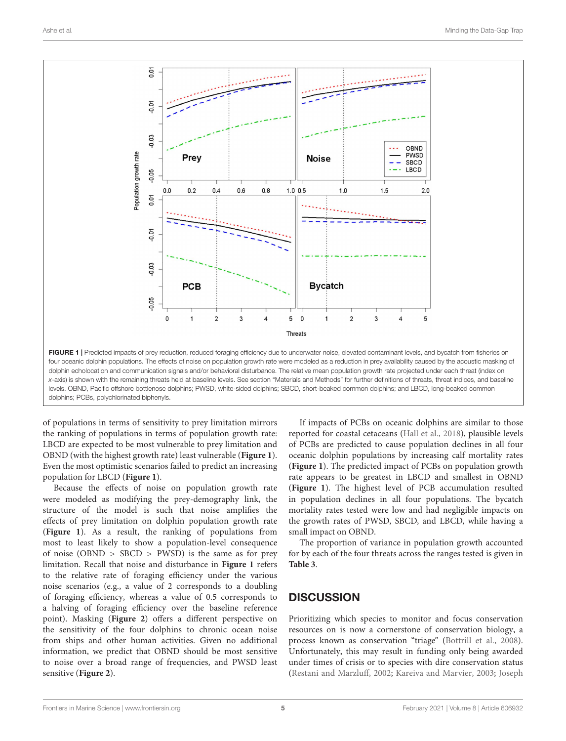FIGURE 1 | Predicted impacts of prey reduction, reduced foraging efficiency due to underwater noise, elevated contaminant levels, and bycatch from fisheries on four oceanic dolphin populations. The effects of noise on population growth rate were modeled as a reduction in prey availability caused by the acoustic masking of dolphin echolocation and communication signals and/or behavioral disturbance. The relative mean population growth rate projected under each threat (index on *x*-axis) is shown with the remaining threats held at baseline levels. See section "Materials and Methods" for further definitions of threats, threat indices, and baseline levels. OBND, Pacific offshore bottlenose dolphins; PWSD, white-sided dolphins; SBCD, short-beaked common dolphins; and LBCD, long-beaked common dolphins; PCBs, polychlorinated biphenyls.

of populations in terms of sensitivity to prey limitation mirrors the ranking of populations in terms of population growth rate: LBCD are expected to be most vulnerable to prey limitation and OBND (with the highest growth rate) least vulnerable (**Figure 1**). Even the most optimistic scenarios failed to predict an increasing population for LBCD (**Figure 1**).

Because the effects of noise on population growth rate were modeled as modifying the prey-demography link, the structure of the model is such that noise amplifies the effects of prey limitation on dolphin population growth rate (**Figure 1**). As a result, the ranking of populations from most to least likely to show a population-level consequence of noise (OBND > SBCD > PWSD) is the same as for prey limitation. Recall that noise and disturbance in **Figure 1** refers to the relative rate of foraging efficiency under the various noise scenarios (e.g., a value of 2 corresponds to a doubling of foraging efficiency, whereas a value of 0.5 corresponds to a halving of foraging efficiency over the baseline reference point). Masking (**Figure 2**) offers a different perspective on the sensitivity of the four dolphins to chronic ocean noise from ships and other human activities. Given no additional information, we predict that OBND should be most sensitive to noise over a broad range of frequencies, and PWSD least sensitive (**Figure 2**).

If impacts of PCBs on oceanic dolphins are similar to those reported for coastal cetaceans (Hall et al., 2018), plausible levels of PCBs are predicted to cause population declines in all four oceanic dolphin populations by increasing calf mortality rates (**Figure 1**). The predicted impact of PCBs on population growth rate appears to be greatest in LBCD and smallest in OBND (**Figure 1**). The highest level of PCB accumulation resulted in population declines in all four populations. The bycatch mortality rates tested were low and had negligible impacts on the growth rates of PWSD, SBCD, and LBCD, while having a small impact on OBND.

The proportion of variance in population growth accounted for by each of the four threats across the ranges tested is given in **Table 3**.

## DISCUSSION

Prioritizing which species to monitor and focus conservation resources on is now a cornerstone of conservation biology, a process known as conservation "triage" (Bottrill et al., 2008). Unfortunately, this may result in funding only being awarded under times of crisis or to species with dire conservation status (Restani and Marzluff, 2002; Kareiva and Marvier, 2003; Joseph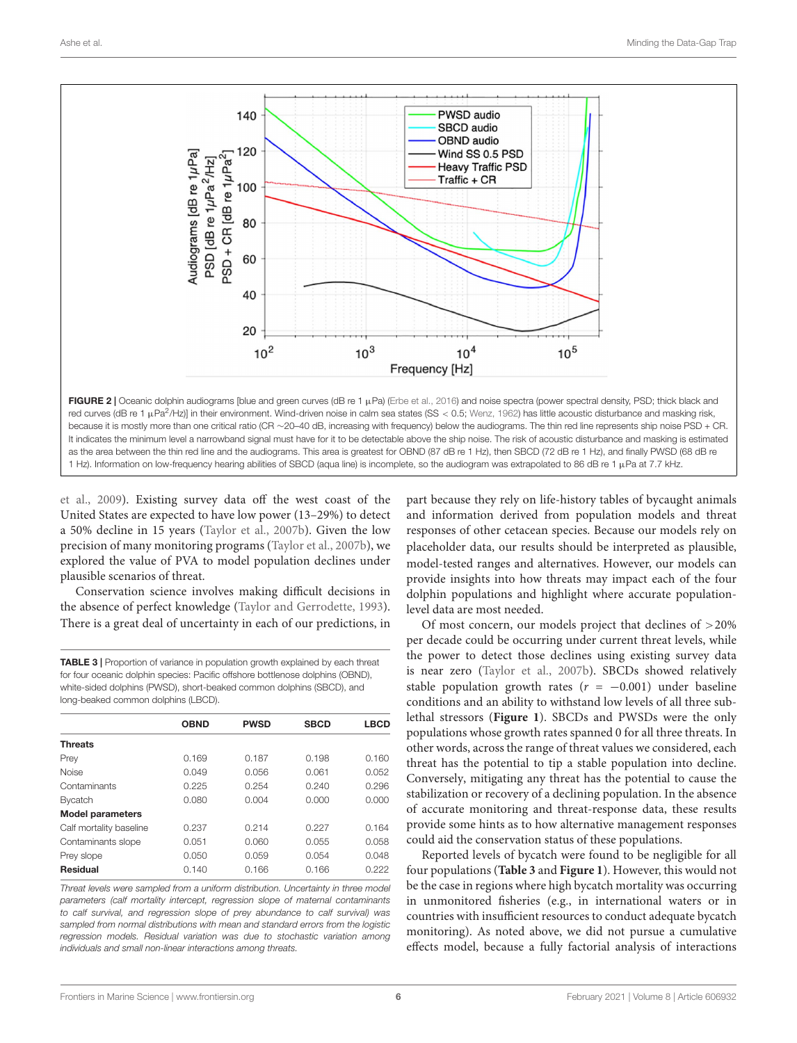FIGURE 2 | Oceanic dolphin audiograms [blue and green curves (dB re 1 μPa) (Erbe et al., 2016) and noise spectra (power spectral density, PSD; thick black and red curves (dB re 1 μPa$^2$/Hz)] in their environment. Wind-driven noise in calm sea states (SS < 0.5; Wenz, 1962) has little acoustic disturbance and masking risk, because it is mostly more than one critical ratio (CR ~20–40 dB, increasing with frequency) below the audiograms. The thin red line represents ship noise PSD + CR. It indicates the minimum level a narrowband signal must have for it to be detectable above the ship noise. The risk of acoustic disturbance and masking is estimated as the area between the thin red line and the audiograms. This area is greatest for OBND (87 dB re 1 Hz), then SBCD (72 dB re 1 Hz), and finally PWSD (68 dB re 1 Hz). Information on low-frequency hearing abilities of SBCD (aqua line) is incomplete, so the audiogram was extrapolated to 86 dB re 1 μPa at 7.7 kHz.

et al., 2009). Existing survey data off the west coast of the United States are expected to have low power (13–29%) to detect a 50% decline in 15 years (Taylor et al., 2007b). Given the low precision of many monitoring programs (Taylor et al., 2007b), we explored the value of PVA to model population declines under plausible scenarios of threat.

Conservation science involves making difficult decisions in the absence of perfect knowledge (Taylor and Gerrodette, 1993). There is a great deal of uncertainty in each of our predictions, in part because they rely on life-history tables of bycaught animals and information derived from population models and threat responses of other cetacean species. Because our models rely on placeholder data, our results should be interpreted as plausible, model-tested ranges and alternatives. However, our models can provide insights into how threats may impact each of the four dolphin populations and highlight where accurate population-level data are most needed.

Of most concern, our models project that declines of >20% per decade could be occurring under current threat levels, while the power to detect those declines using existing survey data is near zero (Taylor et al., 2007b). SBCDs showed relatively stable population growth rates ($r$ = −0.001) under baseline conditions and an ability to withstand low levels of all three sub-lethal stressors (**Figure 1**). SBCDs and PWSDs were the only populations whose growth rates spanned 0 for all three threats. In other words, across the range of threat values we considered, each threat has the potential to tip a stable population into decline. Conversely, mitigating any threat has the potential to cause the stabilization or recovery of a declining population. In the absence of accurate monitoring and threat-response data, these results provide some hints as to how alternative management responses could aid the conservation status of these populations.

Reported levels of bycatch were found to be negligible for all four populations (**Table 3** and **Figure 1**). However, this would not be the case in regions where high bycatch mortality was occurring in unmonitored fisheries (e.g., in international waters or in countries with insufficient resources to conduct adequate bycatch monitoring). As noted above, we did not pursue a cumulative effects model, because a fully factorial analysis of interactions

**TABLE 3 |** Proportion of variance in population growth explained by each threat for four oceanic dolphin species: Pacific offshore bottlenose dolphins (OBND), white-sided dolphins (PWSD), short-beaked common dolphins (SBCD), and long-beaked common dolphins (LBCD).

| | OBND | PWSD | SBCD | LBCD |
|---|---|---|---|---|
| **Threats** | | | | |
| Prey | 0.169 | 0.187 | 0.198 | 0.160 |
| Noise | 0.049 | 0.056 | 0.061 | 0.052 |
| Contaminants | 0.225 | 0.254 | 0.240 | 0.296 |
| Bycatch | 0.080 | 0.004 | 0.000 | 0.000 |
| **Model parameters** | | | | |
| Calf mortality baseline | 0.237 | 0.214 | 0.227 | 0.164 |
| Contaminants slope | 0.051 | 0.060 | 0.055 | 0.058 |
| Prey slope | 0.050 | 0.059 | 0.054 | 0.048 |
| **Residual** | 0.140 | 0.166 | 0.166 | 0.222 |

*Threat levels were sampled from a uniform distribution. Uncertainty in three model parameters (calf mortality intercept, regression slope of maternal contaminants to calf survival, and regression slope of prey abundance to calf survival) was sampled from normal distributions with mean and standard errors from the logistic regression models. Residual variation was due to stochastic variation among individuals and small non-linear interactions among threats.*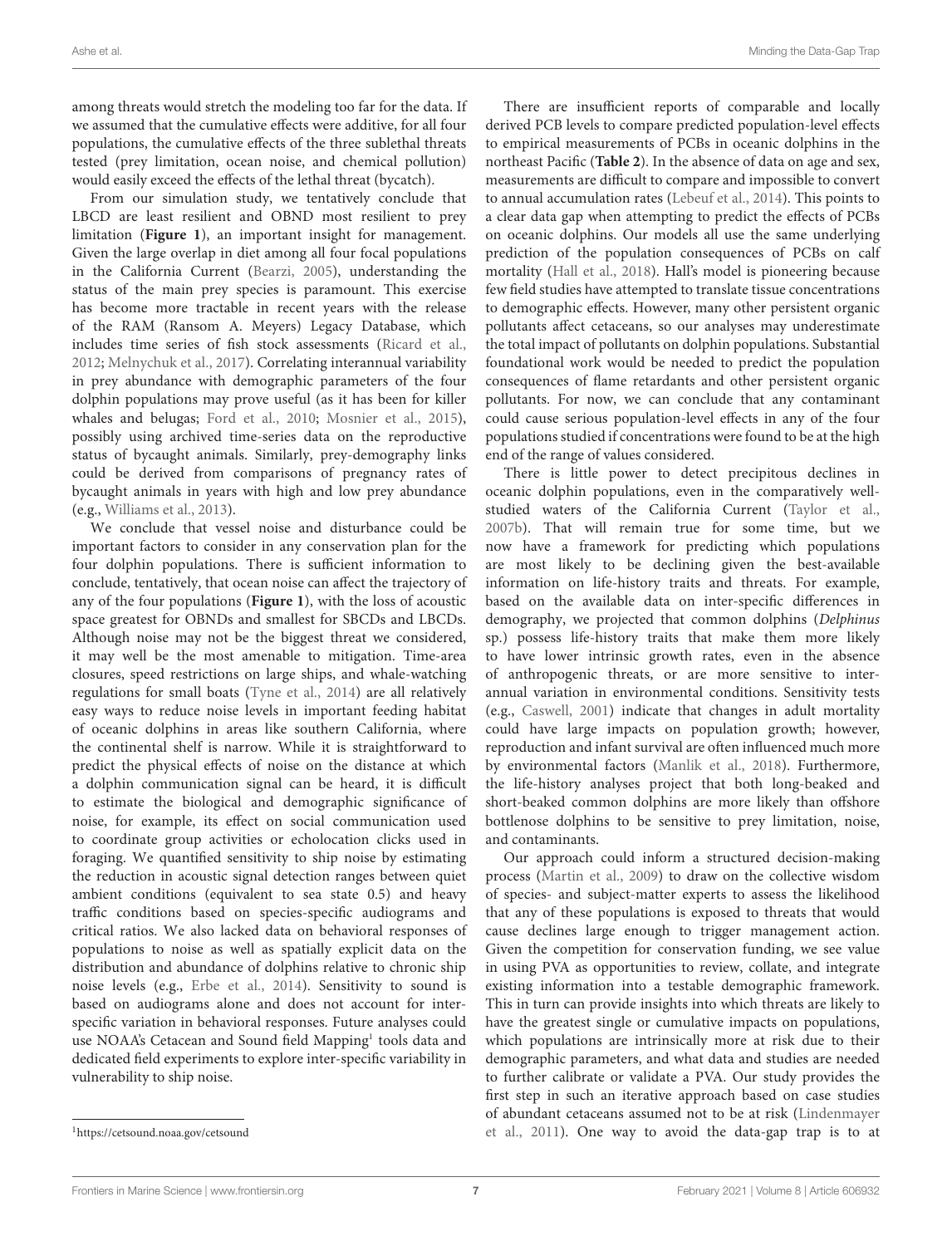among threats would stretch the modeling too far for the data. If we assumed that the cumulative effects were additive, for all four populations, the cumulative effects of the three sublethal threats tested (prey limitation, ocean noise, and chemical pollution) would easily exceed the effects of the lethal threat (bycatch).

From our simulation study, we tentatively conclude that LBCD are least resilient and OBND most resilient to prey limitation (**Figure 1**), an important insight for management. Given the large overlap in diet among all four focal populations in the California Current (Bearzi, 2005), understanding the status of the main prey species is paramount. This exercise has become more tractable in recent years with the release of the RAM (Ransom A. Meyers) Legacy Database, which includes time series of fish stock assessments (Ricard et al., 2012; Melnychuk et al., 2017). Correlating interannual variability in prey abundance with demographic parameters of the four dolphin populations may prove useful (as it has been for killer whales and belugas; Ford et al., 2010; Mosnier et al., 2015), possibly using archived time-series data on the reproductive status of bycaught animals. Similarly, prey-demography links could be derived from comparisons of pregnancy rates of bycaught animals in years with high and low prey abundance (e.g., Williams et al., 2013).

We conclude that vessel noise and disturbance could be important factors to consider in any conservation plan for the four dolphin populations. There is sufficient information to conclude, tentatively, that ocean noise can affect the trajectory of any of the four populations (**Figure 1**), with the loss of acoustic space greatest for OBNDs and smallest for SBCDs and LBCDs. Although noise may not be the biggest threat we considered, it may well be the most amenable to mitigation. Time-area closures, speed restrictions on large ships, and whale-watching regulations for small boats (Tyne et al., 2014) are all relatively easy ways to reduce noise levels in important feeding habitat of oceanic dolphins in areas like southern California, where the continental shelf is narrow. While it is straightforward to predict the physical effects of noise on the distance at which a dolphin communication signal can be heard, it is difficult to estimate the biological and demographic significance of noise, for example, its effect on social communication used to coordinate group activities or echolocation clicks used in foraging. We quantified sensitivity to ship noise by estimating the reduction in acoustic signal detection ranges between quiet ambient conditions (equivalent to sea state 0.5) and heavy traffic conditions based on species-specific audiograms and critical ratios. We also lacked data on behavioral responses of populations to noise as well as spatially explicit data on the distribution and abundance of dolphins relative to chronic ship noise levels (e.g., Erbe et al., 2014). Sensitivity to sound is based on audiograms alone and does not account for inter-specific variation in behavioral responses. Future analyses could use NOAA's Cetacean and Sound field Mapping[1] tools data and dedicated field experiments to explore inter-specific variability in vulnerability to ship noise.

There are insufficient reports of comparable and locally derived PCB levels to compare predicted population-level effects to empirical measurements of PCBs in oceanic dolphins in the northeast Pacific (**Table 2**). In the absence of data on age and sex, measurements are difficult to compare and impossible to convert to annual accumulation rates (Lebeuf et al., 2014). This points to a clear data gap when attempting to predict the effects of PCBs on oceanic dolphins. Our models all use the same underlying prediction of the population consequences of PCBs on calf mortality (Hall et al., 2018). Hall's model is pioneering because few field studies have attempted to translate tissue concentrations to demographic effects. However, many other persistent organic pollutants affect cetaceans, so our analyses may underestimate the total impact of pollutants on dolphin populations. Substantial foundational work would be needed to predict the population consequences of flame retardants and other persistent organic pollutants. For now, we can conclude that any contaminant could cause serious population-level effects in any of the four populations studied if concentrations were found to be at the high end of the range of values considered.

There is little power to detect precipitous declines in oceanic dolphin populations, even in the comparatively well-studied waters of the California Current (Taylor et al., 2007b). That will remain true for some time, but we now have a framework for predicting which populations are most likely to be declining given the best-available information on life-history traits and threats. For example, based on the available data on inter-specific differences in demography, we projected that common dolphins (*Delphinus* sp.) possess life-history traits that make them more likely to have lower intrinsic growth rates, even in the absence of anthropogenic threats, or are more sensitive to inter-annual variation in environmental conditions. Sensitivity tests (e.g., Caswell, 2001) indicate that changes in adult mortality could have large impacts on population growth; however, reproduction and infant survival are often influenced much more by environmental factors (Manlik et al., 2018). Furthermore, the life-history analyses project that both long-beaked and short-beaked common dolphins are more likely than offshore bottlenose dolphins to be sensitive to prey limitation, noise, and contaminants.

Our approach could inform a structured decision-making process (Martin et al., 2009) to draw on the collective wisdom of species- and subject-matter experts to assess the likelihood that any of these populations is exposed to threats that would cause declines large enough to trigger management action. Given the competition for conservation funding, we see value in using PVA as opportunities to review, collate, and integrate existing information into a testable demographic framework. This in turn can provide insights into which threats are likely to have the greatest single or cumulative impacts on populations, which populations are intrinsically more at risk due to their demographic parameters, and what data and studies are needed to further calibrate or validate a PVA. Our study provides the first step in such an iterative approach based on case studies of abundant cetaceans assumed not to be at risk (Lindenmayer et al., 2011). One way to avoid the data-gap trap is to at

[1]https://cetsound.noaa.gov/cetsound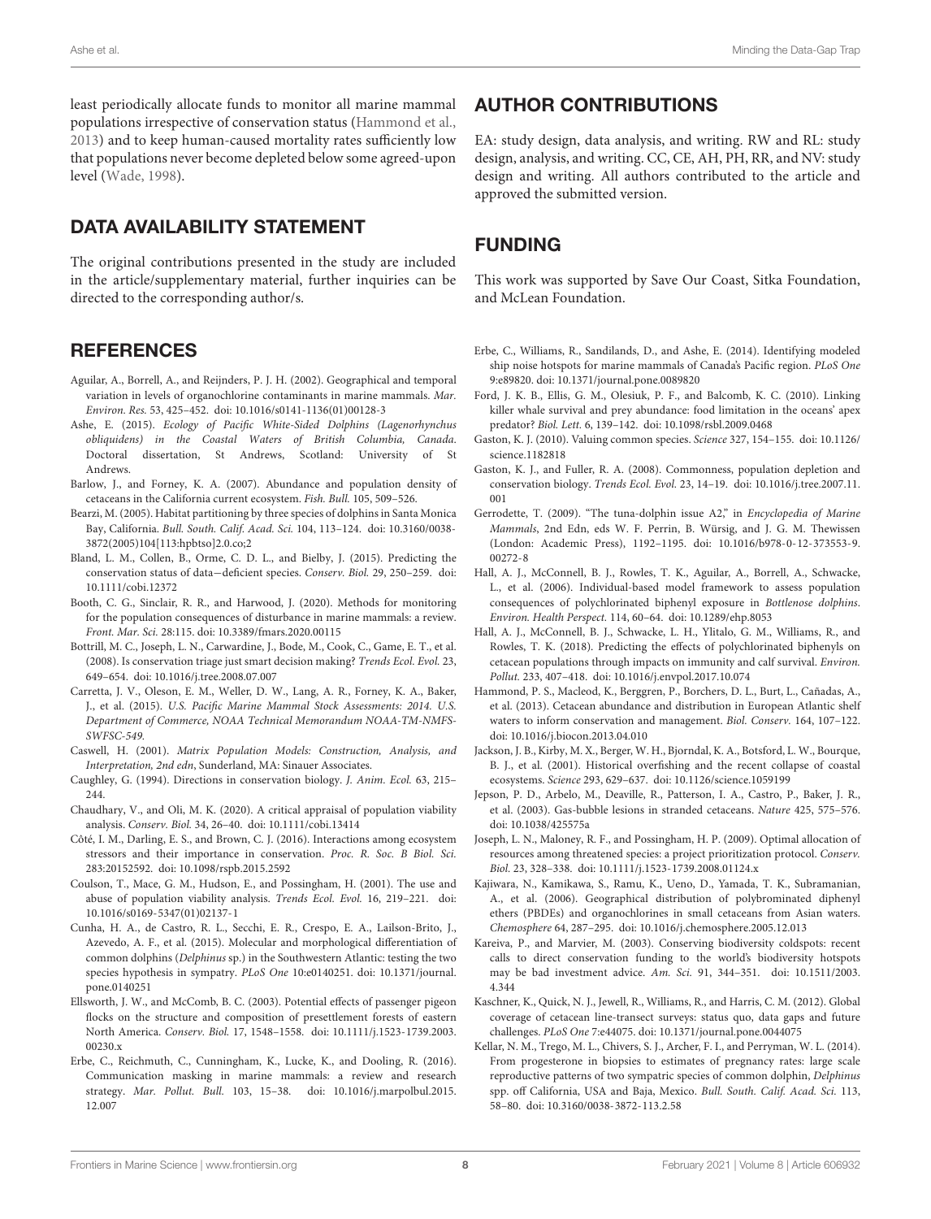least periodically allocate funds to monitor all marine mammal populations irrespective of conservation status (Hammond et al., 2013) and to keep human-caused mortality rates sufficiently low that populations never become depleted below some agreed-upon level (Wade, 1998).

## DATA AVAILABILITY STATEMENT

The original contributions presented in the study are included in the article/supplementary material, further inquiries can be directed to the corresponding author/s.

## AUTHOR CONTRIBUTIONS

EA: study design, data analysis, and writing. RW and RL: study design, analysis, and writing. CC, CE, AH, PH, RR, and NV: study design and writing. All authors contributed to the article and approved the submitted version.

## FUNDING

This work was supported by Save Our Coast, Sitka Foundation, and McLean Foundation.

## REFERENCES

Aguilar, A., Borrell, A., and Reijnders, P. J. H. (2002). Geographical and temporal variation in levels of organochlorine contaminants in marine mammals. *Mar. Environ. Res.* 53, 425–452. doi: 10.1016/s0141-1136(01)00128-3

Ashe, E. (2015). *Ecology of Pacific White-Sided Dolphins (Lagenorhynchus obliquidens) in the Coastal Waters of British Columbia, Canada*. Doctoral dissertation, St Andrews, Scotland: University of St Andrews.

Barlow, J., and Forney, K. A. (2007). Abundance and population density of cetaceans in the California current ecosystem. *Fish. Bull.* 105, 509–526.

Bearzi, M. (2005). Habitat partitioning by three species of dolphins in Santa Monica Bay, California. *Bull. South. Calif. Acad. Sci.* 104, 113–124. doi: 10.3160/0038-3872(2005)104[113:hpbtso]2.0.co;2

Bland, L. M., Collen, B., Orme, C. D. L., and Bielby, J. (2015). Predicting the conservation status of data−deficient species. *Conserv. Biol.* 29, 250–259. doi: 10.1111/cobi.12372

Booth, C. G., Sinclair, R. R., and Harwood, J. (2020). Methods for monitoring for the population consequences of disturbance in marine mammals: a review. *Front. Mar. Sci.* 28:115. doi: 10.3389/fmars.2020.00115

Bottrill, M. C., Joseph, L. N., Carwardine, J., Bode, M., Cook, C., Game, E. T., et al. (2008). Is conservation triage just smart decision making? *Trends Ecol. Evol.* 23, 649–654. doi: 10.1016/j.tree.2008.07.007

Carretta, J. V., Oleson, E. M., Weller, D. W., Lang, A. R., Forney, K. A., Baker, J., et al. (2015). *U.S. Pacific Marine Mammal Stock Assessments: 2014. U.S. Department of Commerce, NOAA Technical Memorandum NOAA-TM-NMFS-SWFSC-549.*

Caswell, H. (2001). *Matrix Population Models: Construction, Analysis, and Interpretation, 2nd edn*, Sunderland, MA: Sinauer Associates.

Caughley, G. (1994). Directions in conservation biology. *J. Anim. Ecol.* 63, 215–244.

Chaudhary, V., and Oli, M. K. (2020). A critical appraisal of population viability analysis. *Conserv. Biol.* 34, 26–40. doi: 10.1111/cobi.13414

Côté, I. M., Darling, E. S., and Brown, C. J. (2016). Interactions among ecosystem stressors and their importance in conservation. *Proc. R. Soc. B Biol. Sci.* 283:20152592. doi: 10.1098/rspb.2015.2592

Coulson, T., Mace, G. M., Hudson, E., and Possingham, H. (2001). The use and abuse of population viability analysis. *Trends Ecol. Evol.* 16, 219–221. doi: 10.1016/s0169-5347(01)02137-1

Cunha, H. A., de Castro, R. L., Secchi, E. R., Crespo, E. A., Lailson-Brito, J., Azevedo, A. F., et al. (2015). Molecular and morphological differentiation of common dolphins (*Delphinus* sp.) in the Southwestern Atlantic: testing the two species hypothesis in sympatry. *PLoS One* 10:e0140251. doi: 10.1371/journal.pone.0140251

Ellsworth, J. W., and McComb, B. C. (2003). Potential effects of passenger pigeon flocks on the structure and composition of presettlement forests of eastern North America. *Conserv. Biol.* 17, 1548–1558. doi: 10.1111/j.1523-1739.2003.00230.x

Erbe, C., Reichmuth, C., Cunningham, K., Lucke, K., and Dooling, R. (2016). Communication masking in marine mammals: a review and research strategy. *Mar. Pollut. Bull.* 103, 15–38. doi: 10.1016/j.marpolbul.2015.12.007

Erbe, C., Williams, R., Sandilands, D., and Ashe, E. (2014). Identifying modeled ship noise hotspots for marine mammals of Canada's Pacific region. *PLoS One* 9:e89820. doi: 10.1371/journal.pone.0089820

Ford, J. K. B., Ellis, G. M., Olesiuk, P. F., and Balcomb, K. C. (2010). Linking killer whale survival and prey abundance: food limitation in the oceans' apex predator? *Biol. Lett.* 6, 139–142. doi: 10.1098/rsbl.2009.0468

Gaston, K. J. (2010). Valuing common species. *Science* 327, 154–155. doi: 10.1126/science.1182818

Gaston, K. J., and Fuller, R. A. (2008). Commonness, population depletion and conservation biology. *Trends Ecol. Evol.* 23, 14–19. doi: 10.1016/j.tree.2007.11.001

Gerrodette, T. (2009). "The tuna-dolphin issue A2," in *Encyclopedia of Marine Mammals*, 2nd Edn, eds W. F. Perrin, B. Würsig, and J. G. M. Thewissen (London: Academic Press), 1192–1195. doi: 10.1016/b978-0-12-373553-9.00272-8

Hall, A. J., McConnell, B. J., Rowles, T. K., Aguilar, A., Borrell, A., Schwacke, L., et al. (2006). Individual-based model framework to assess population consequences of polychlorinated biphenyl exposure in *Bottlenose dolphins*. *Environ. Health Perspect.* 114, 60–64. doi: 10.1289/ehp.8053

Hall, A. J., McConnell, B. J., Schwacke, L. H., Ylitalo, G. M., Williams, R., and Rowles, T. K. (2018). Predicting the effects of polychlorinated biphenyls on cetacean populations through impacts on immunity and calf survival. *Environ. Pollut.* 233, 407–418. doi: 10.1016/j.envpol.2017.10.074

Hammond, P. S., Macleod, K., Berggren, P., Borchers, D. L., Burt, L., Cañadas, A., et al. (2013). Cetacean abundance and distribution in European Atlantic shelf waters to inform conservation and management. *Biol. Conserv.* 164, 107–122. doi: 10.1016/j.biocon.2013.04.010

Jackson, J. B., Kirby, M. X., Berger, W. H., Bjorndal, K. A., Botsford, L. W., Bourque, B. J., et al. (2001). Historical overfishing and the recent collapse of coastal ecosystems. *Science* 293, 629–637. doi: 10.1126/science.1059199

Jepson, P. D., Arbelo, M., Deaville, R., Patterson, I. A., Castro, P., Baker, J. R., et al. (2003). Gas-bubble lesions in stranded cetaceans. *Nature* 425, 575–576. doi: 10.1038/425575a

Joseph, L. N., Maloney, R. F., and Possingham, H. P. (2009). Optimal allocation of resources among threatened species: a project prioritization protocol. *Conserv. Biol.* 23, 328–338. doi: 10.1111/j.1523-1739.2008.01124.x

Kajiwara, N., Kamikawa, S., Ramu, K., Ueno, D., Yamada, T. K., Subramanian, A., et al. (2006). Geographical distribution of polybrominated diphenyl ethers (PBDEs) and organochlorines in small cetaceans from Asian waters. *Chemosphere* 64, 287–295. doi: 10.1016/j.chemosphere.2005.12.013

Kareiva, P., and Marvier, M. (2003). Conserving biodiversity coldspots: recent calls to direct conservation funding to the world's biodiversity hotspots may be bad investment advice. *Am. Sci.* 91, 344–351. doi: 10.1511/2003.4.344

Kaschner, K., Quick, N. J., Jewell, R., Williams, R., and Harris, C. M. (2012). Global coverage of cetacean line-transect surveys: status quo, data gaps and future challenges. *PLoS One* 7:e44075. doi: 10.1371/journal.pone.0044075

Kellar, N. M., Trego, M. L., Chivers, S. J., Archer, F. I., and Perryman, W. L. (2014). From progesterone in biopsies to estimates of pregnancy rates: large scale reproductive patterns of two sympatric species of common dolphin, *Delphinus* spp. off California, USA and Baja, Mexico. *Bull. South. Calif. Acad. Sci.* 113, 58–80. doi: 10.3160/0038-3872-113.2.58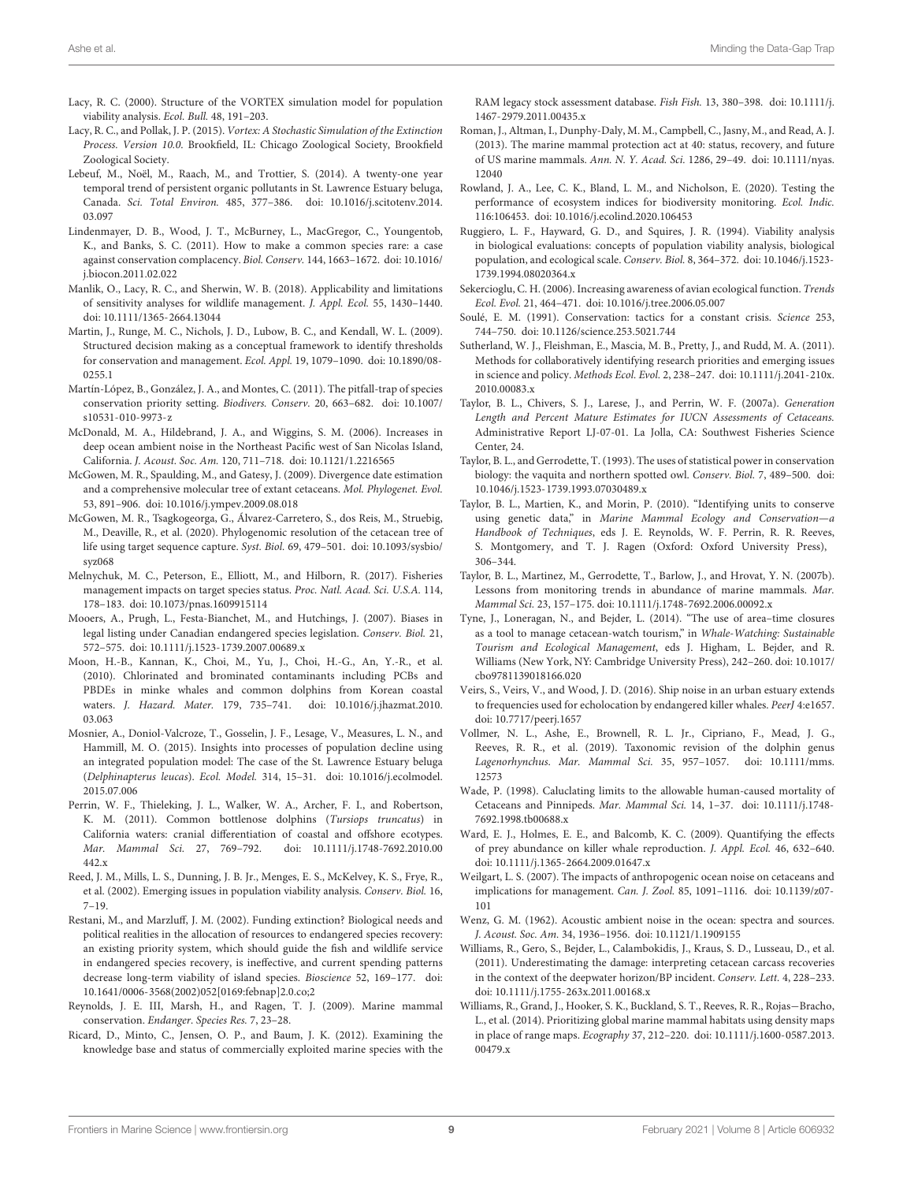Lacy, R. C. (2000). Structure of the VORTEX simulation model for population viability analysis. *Ecol. Bull.* 48, 191–203.

Lacy, R. C., and Pollak, J. P. (2015). *Vortex: A Stochastic Simulation of the Extinction Process. Version 10.0.* Brookfield, IL: Chicago Zoological Society, Brookfield Zoological Society.

Lebeuf, M., Noël, M., Raach, M., and Trottier, S. (2014). A twenty-one year temporal trend of persistent organic pollutants in St. Lawrence Estuary beluga, Canada. *Sci. Total Environ.* 485, 377–386. doi: 10.1016/j.scitotenv.2014.03.097

Lindenmayer, D. B., Wood, J. T., McBurney, L., MacGregor, C., Youngentob, K., and Banks, S. C. (2011). How to make a common species rare: a case against conservation complacency. *Biol. Conserv.* 144, 1663–1672. doi: 10.1016/j.biocon.2011.02.022

Manlik, O., Lacy, R. C., and Sherwin, W. B. (2018). Applicability and limitations of sensitivity analyses for wildlife management. *J. Appl. Ecol.* 55, 1430–1440. doi: 10.1111/1365-2664.13044

Martin, J., Runge, M. C., Nichols, J. D., Lubow, B. C., and Kendall, W. L. (2009). Structured decision making as a conceptual framework to identify thresholds for conservation and management. *Ecol. Appl.* 19, 1079–1090. doi: 10.1890/08-0255.1

Martín-López, B., González, J. A., and Montes, C. (2011). The pitfall-trap of species conservation priority setting. *Biodivers. Conserv.* 20, 663–682. doi: 10.1007/s10531-010-9973-z

McDonald, M. A., Hildebrand, J. A., and Wiggins, S. M. (2006). Increases in deep ocean ambient noise in the Northeast Pacific west of San Nicolas Island, California. *J. Acoust. Soc. Am.* 120, 711–718. doi: 10.1121/1.2216565

McGowen, M. R., Spaulding, M., and Gatesy, J. (2009). Divergence date estimation and a comprehensive molecular tree of extant cetaceans. *Mol. Phylogenet. Evol.* 53, 891–906. doi: 10.1016/j.ympev.2009.08.018

McGowen, M. R., Tsagkogeorga, G., Álvarez-Carretero, S., dos Reis, M., Struebig, M., Deaville, R., et al. (2020). Phylogenomic resolution of the cetacean tree of life using target sequence capture. *Syst. Biol.* 69, 479–501. doi: 10.1093/sysbio/syz068

Melnychuk, M. C., Peterson, E., Elliott, M., and Hilborn, R. (2017). Fisheries management impacts on target species status. *Proc. Natl. Acad. Sci. U.S.A.* 114, 178–183. doi: 10.1073/pnas.1609915114

Mooers, A., Prugh, L., Festa-Bianchet, M., and Hutchings, J. (2007). Biases in legal listing under Canadian endangered species legislation. *Conserv. Biol.* 21, 572–575. doi: 10.1111/j.1523-1739.2007.00689.x

Moon, H.-B., Kannan, K., Choi, M., Yu, J., Choi, H.-G., An, Y.-R., et al. (2010). Chlorinated and brominated contaminants including PCBs and PBDEs in minke whales and common dolphins from Korean coastal waters. *J. Hazard. Mater.* 179, 735–741. doi: 10.1016/j.jhazmat.2010.03.063

Mosnier, A., Doniol-Valcroze, T., Gosselin, J. F., Lesage, V., Measures, L. N., and Hammill, M. O. (2015). Insights into processes of population decline using an integrated population model: The case of the St. Lawrence Estuary beluga (*Delphinapterus leucas*). *Ecol. Model.* 314, 15–31. doi: 10.1016/j.ecolmodel.2015.07.006

Perrin, W. F., Thieleking, J. L., Walker, W. A., Archer, F. I., and Robertson, K. M. (2011). Common bottlenose dolphins (*Tursiops truncatus*) in California waters: cranial differentiation of coastal and offshore ecotypes. *Mar. Mammal Sci.* 27, 769–792. doi: 10.1111/j.1748-7692.2010.00442.x

Reed, J. M., Mills, L. S., Dunning, J. B. Jr., Menges, E. S., McKelvey, K. S., Frye, R., et al. (2002). Emerging issues in population viability analysis. *Conserv. Biol.* 16, 7–19.

Restani, M., and Marzluff, J. M. (2002). Funding extinction? Biological needs and political realities in the allocation of resources to endangered species recovery: an existing priority system, which should guide the fish and wildlife service in endangered species recovery, is ineffective, and current spending patterns decrease long-term viability of island species. *Bioscience* 52, 169–177. doi: 10.1641/0006-3568(2002)052[0169:febnap]2.0.co;2

Reynolds, J. E. III, Marsh, H., and Ragen, T. J. (2009). Marine mammal conservation. *Endanger. Species Res.* 7, 23–28.

Ricard, D., Minto, C., Jensen, O. P., and Baum, J. K. (2012). Examining the knowledge base and status of commercially exploited marine species with the RAM legacy stock assessment database. *Fish Fish.* 13, 380–398. doi: 10.1111/j.1467-2979.2011.00435.x

Roman, J., Altman, I., Dunphy-Daly, M. M., Campbell, C., Jasny, M., and Read, A. J. (2013). The marine mammal protection act at 40: status, recovery, and future of US marine mammals. *Ann. N. Y. Acad. Sci.* 1286, 29–49. doi: 10.1111/nyas.12040

Rowland, J. A., Lee, C. K., Bland, L. M., and Nicholson, E. (2020). Testing the performance of ecosystem indices for biodiversity monitoring. *Ecol. Indic.* 116:106453. doi: 10.1016/j.ecolind.2020.106453

Ruggiero, L. F., Hayward, G. D., and Squires, J. R. (1994). Viability analysis in biological evaluations: concepts of population viability analysis, biological population, and ecological scale. *Conserv. Biol.* 8, 364–372. doi: 10.1046/j.1523-1739.1994.08020364.x

Sekercioglu, C. H. (2006). Increasing awareness of avian ecological function. *Trends Ecol. Evol.* 21, 464–471. doi: 10.1016/j.tree.2006.05.007

Soulé, E. M. (1991). Conservation: tactics for a constant crisis. *Science* 253, 744–750. doi: 10.1126/science.253.5021.744

Sutherland, W. J., Fleishman, E., Mascia, M. B., Pretty, J., and Rudd, M. A. (2011). Methods for collaboratively identifying research priorities and emerging issues in science and policy. *Methods Ecol. Evol.* 2, 238–247. doi: 10.1111/j.2041-210x.2010.00083.x

Taylor, B. L., Chivers, S. J., Larese, J., and Perrin, W. F. (2007a). *Generation Length and Percent Mature Estimates for IUCN Assessments of Cetaceans.* Administrative Report LJ-07-01. La Jolla, CA: Southwest Fisheries Science Center, 24.

Taylor, B. L., and Gerrodette, T. (1993). The uses of statistical power in conservation biology: the vaquita and northern spotted owl. *Conserv. Biol.* 7, 489–500. doi: 10.1046/j.1523-1739.1993.07030489.x

Taylor, B. L., Martien, K., and Morin, P. (2010). "Identifying units to conserve using genetic data," in *Marine Mammal Ecology and Conservation—a Handbook of Techniques*, eds J. E. Reynolds, W. F. Perrin, R. R. Reeves, S. Montgomery, and T. J. Ragen (Oxford: Oxford University Press), 306–344.

Taylor, B. L., Martinez, M., Gerrodette, T., Barlow, J., and Hrovat, Y. N. (2007b). Lessons from monitoring trends in abundance of marine mammals. *Mar. Mammal Sci.* 23, 157–175. doi: 10.1111/j.1748-7692.2006.00092.x

Tyne, J., Loneragan, N., and Bejder, L. (2014). "The use of area–time closures as a tool to manage cetacean-watch tourism," in *Whale-Watching: Sustainable Tourism and Ecological Management*, eds J. Higham, L. Bejder, and R. Williams (New York, NY: Cambridge University Press), 242–260. doi: 10.1017/cbo9781139018166.020

Veirs, S., Veirs, V., and Wood, J. D. (2016). Ship noise in an urban estuary extends to frequencies used for echolocation by endangered killer whales. *PeerJ* 4:e1657. doi: 10.7717/peerj.1657

Vollmer, N. L., Ashe, E., Brownell, R. L. Jr., Cipriano, F., Mead, J. G., Reeves, R. R., et al. (2019). Taxonomic revision of the dolphin genus *Lagenorhynchus*. *Mar. Mammal Sci.* 35, 957–1057. doi: 10.1111/mms.12573

Wade, P. (1998). Caluclating limits to the allowable human-caused mortality of Cetaceans and Pinnipeds. *Mar. Mammal Sci.* 14, 1–37. doi: 10.1111/j.1748-7692.1998.tb00688.x

Ward, E. J., Holmes, E. E., and Balcomb, K. C. (2009). Quantifying the effects of prey abundance on killer whale reproduction. *J. Appl. Ecol.* 46, 632–640. doi: 10.1111/j.1365-2664.2009.01647.x

Weilgart, L. S. (2007). The impacts of anthropogenic ocean noise on cetaceans and implications for management. *Can. J. Zool.* 85, 1091–1116. doi: 10.1139/z07-101

Wenz, G. M. (1962). Acoustic ambient noise in the ocean: spectra and sources. *J. Acoust. Soc. Am.* 34, 1936–1956. doi: 10.1121/1.1909155

Williams, R., Gero, S., Bejder, L., Calambokidis, J., Kraus, S. D., Lusseau, D., et al. (2011). Underestimating the damage: interpreting cetacean carcass recoveries in the context of the deepwater horizon/BP incident. *Conserv. Lett.* 4, 228–233. doi: 10.1111/j.1755-263x.2011.00168.x

Williams, R., Grand, J., Hooker, S. K., Buckland, S. T., Reeves, R. R., Rojas−Bracho, L., et al. (2014). Prioritizing global marine mammal habitats using density maps in place of range maps. *Ecography* 37, 212–220. doi: 10.1111/j.1600-0587.2013.00479.x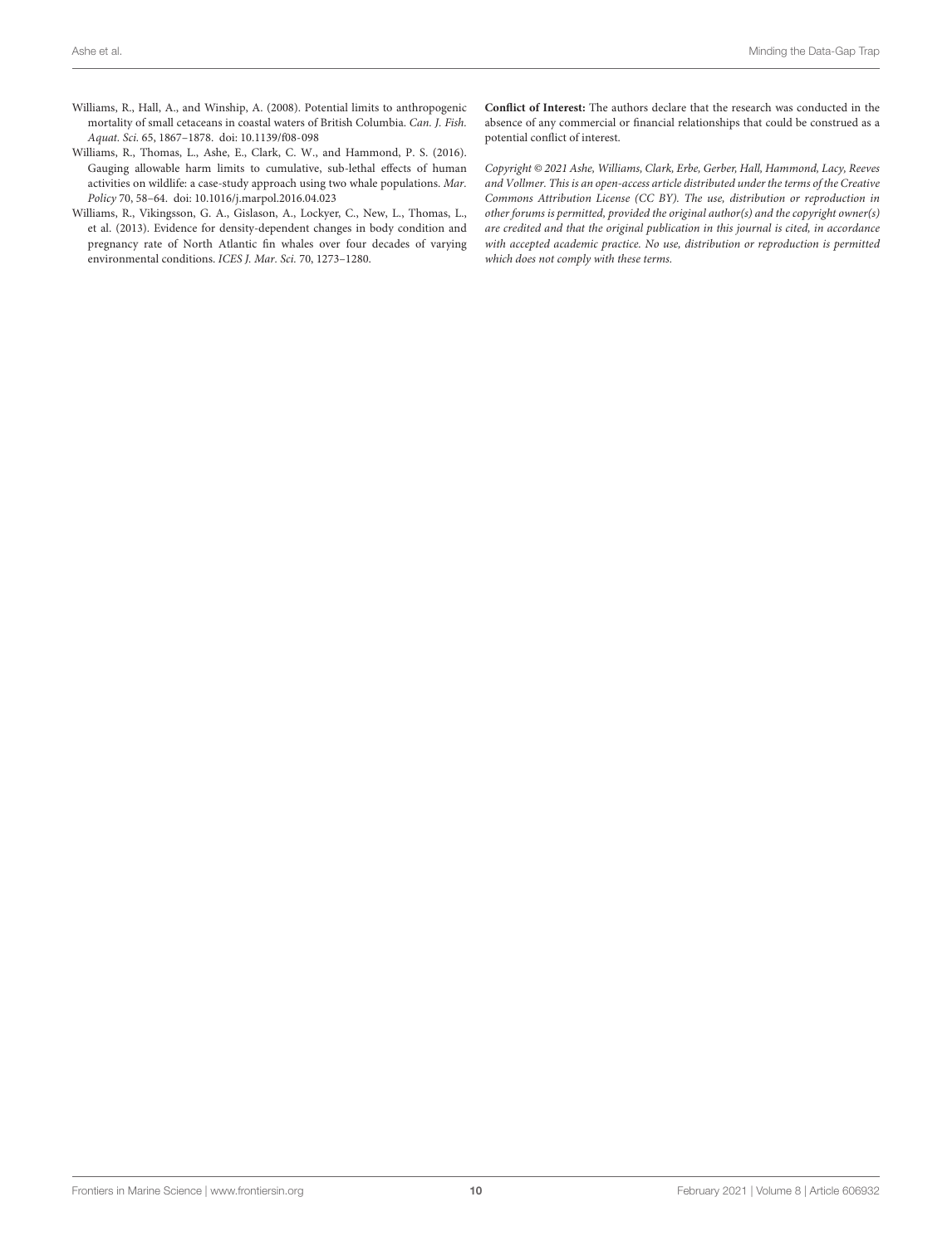Williams, R., Hall, A., and Winship, A. (2008). Potential limits to anthropogenic mortality of small cetaceans in coastal waters of British Columbia. *Can. J. Fish. Aquat. Sci.* 65, 1867–1878. doi: 10.1139/f08-098

Williams, R., Thomas, L., Ashe, E., Clark, C. W., and Hammond, P. S. (2016). Gauging allowable harm limits to cumulative, sub-lethal effects of human activities on wildlife: a case-study approach using two whale populations. *Mar. Policy* 70, 58–64. doi: 10.1016/j.marpol.2016.04.023

Williams, R., Vikingsson, G. A., Gislason, A., Lockyer, C., New, L., Thomas, L., et al. (2013). Evidence for density-dependent changes in body condition and pregnancy rate of North Atlantic fin whales over four decades of varying environmental conditions. *ICES J. Mar. Sci.* 70, 1273–1280.

**Conflict of Interest:** The authors declare that the research was conducted in the absence of any commercial or financial relationships that could be construed as a potential conflict of interest.

*Copyright © 2021 Ashe, Williams, Clark, Erbe, Gerber, Hall, Hammond, Lacy, Reeves and Vollmer. This is an open-access article distributed under the terms of the Creative Commons Attribution License (CC BY). The use, distribution or reproduction in other forums is permitted, provided the original author(s) and the copyright owner(s) are credited and that the original publication in this journal is cited, in accordance with accepted academic practice. No use, distribution or reproduction is permitted which does not comply with these terms.*